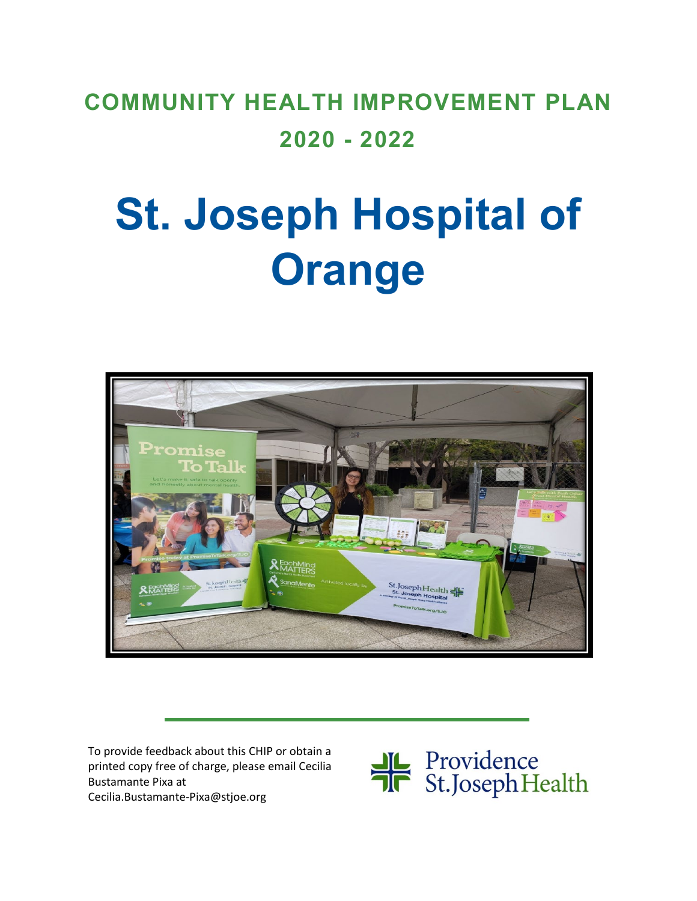# COMMUNITY HEALTH IMPROVEMENT PLAN 2020 - 2022

# St. Joseph Hospital of Orange

To provide feedback about this CHIP or obtain a printed copy free of charge, please email Cecilia Bustamante Pixa at Cecilia.Bustamante-Pixa@stjoe.org

Providence St. Joseph Health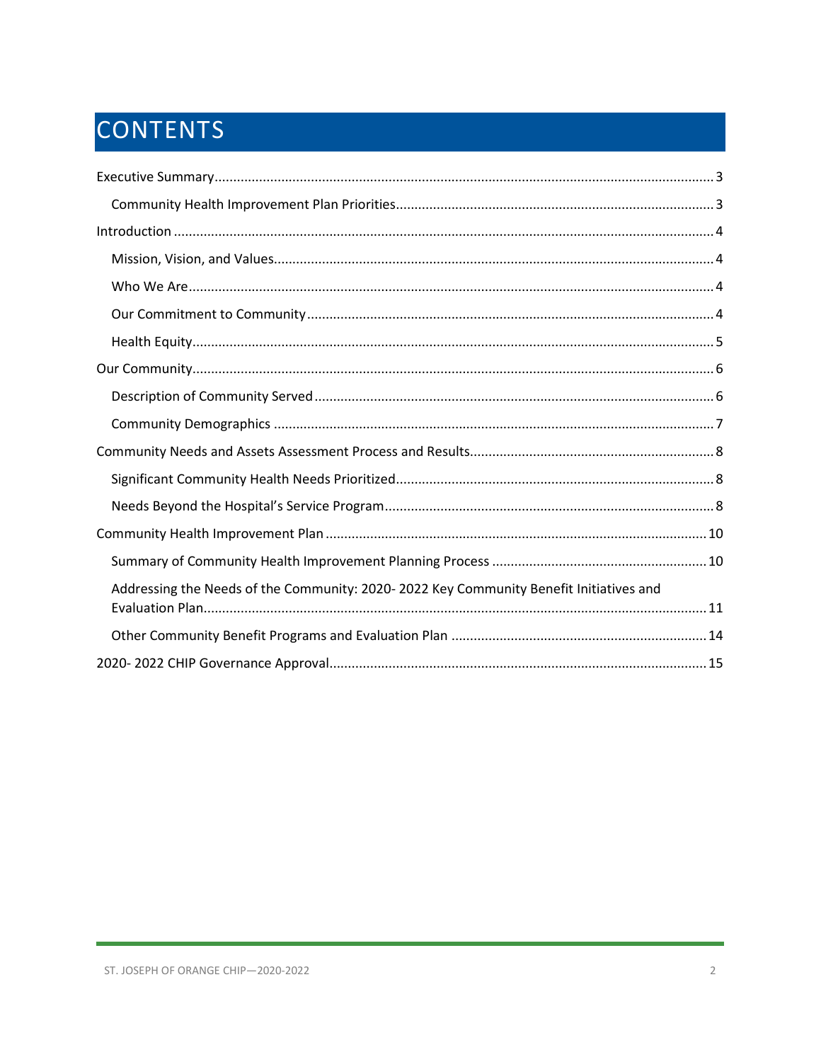# CONTENTS

Executive Summary ..... 3

- Community Health Improvement Plan Priorities ..... 3

Introduction ..... 4

- Mission, Vision, and Values ..... 4
- Who We Are ..... 4
- Our Commitment to Community ..... 4
- Health Equity ..... 5

Our Community ..... 6

- Description of Community Served ..... 6
- Community Demographics ..... 7

Community Needs and Assets Assessment Process and Results ..... 8

- Significant Community Health Needs Prioritized ..... 8
- Needs Beyond the Hospital's Service Program ..... 8

Community Health Improvement Plan ..... 10

- Summary of Community Health Improvement Planning Process ..... 10
- Addressing the Needs of the Community: 2020- 2022 Key Community Benefit Initiatives and Evaluation Plan ..... 11
- Other Community Benefit Programs and Evaluation Plan ..... 14

2020- 2022 CHIP Governance Approval ..... 15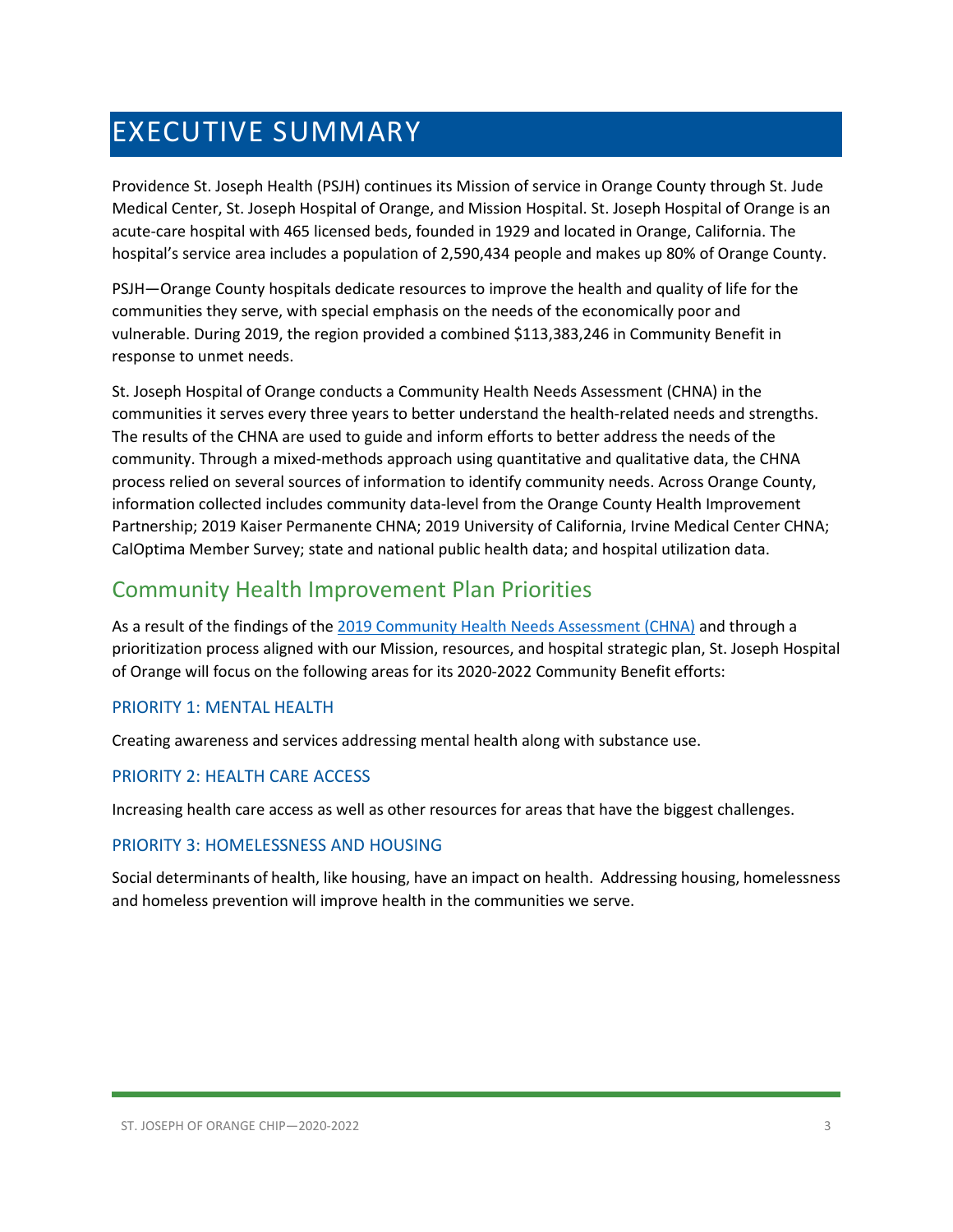# EXECUTIVE SUMMARY

Providence St. Joseph Health (PSJH) continues its Mission of service in Orange County through St. Jude Medical Center, St. Joseph Hospital of Orange, and Mission Hospital. St. Joseph Hospital of Orange is an acute-care hospital with 465 licensed beds, founded in 1929 and located in Orange, California. The hospital's service area includes a population of 2,590,434 people and makes up 80% of Orange County.

PSJH—Orange County hospitals dedicate resources to improve the health and quality of life for the communities they serve, with special emphasis on the needs of the economically poor and vulnerable. During 2019, the region provided a combined $113,383,246 in Community Benefit in response to unmet needs.

St. Joseph Hospital of Orange conducts a Community Health Needs Assessment (CHNA) in the communities it serves every three years to better understand the health-related needs and strengths. The results of the CHNA are used to guide and inform efforts to better address the needs of the community. Through a mixed-methods approach using quantitative and qualitative data, the CHNA process relied on several sources of information to identify community needs. Across Orange County, information collected includes community data-level from the Orange County Health Improvement Partnership; 2019 Kaiser Permanente CHNA; 2019 University of California, Irvine Medical Center CHNA; CalOptima Member Survey; state and national public health data; and hospital utilization data.

## Community Health Improvement Plan Priorities

As a result of the findings of the [2019 Community Health Needs Assessment (CHNA)]() and through a prioritization process aligned with our Mission, resources, and hospital strategic plan, St. Joseph Hospital of Orange will focus on the following areas for its 2020-2022 Community Benefit efforts:

### PRIORITY 1: MENTAL HEALTH

Creating awareness and services addressing mental health along with substance use.

### PRIORITY 2: HEALTH CARE ACCESS

Increasing health care access as well as other resources for areas that have the biggest challenges.

### PRIORITY 3: HOMELESSNESS AND HOUSING

Social determinants of health, like housing, have an impact on health. Addressing housing, homelessness and homeless prevention will improve health in the communities we serve.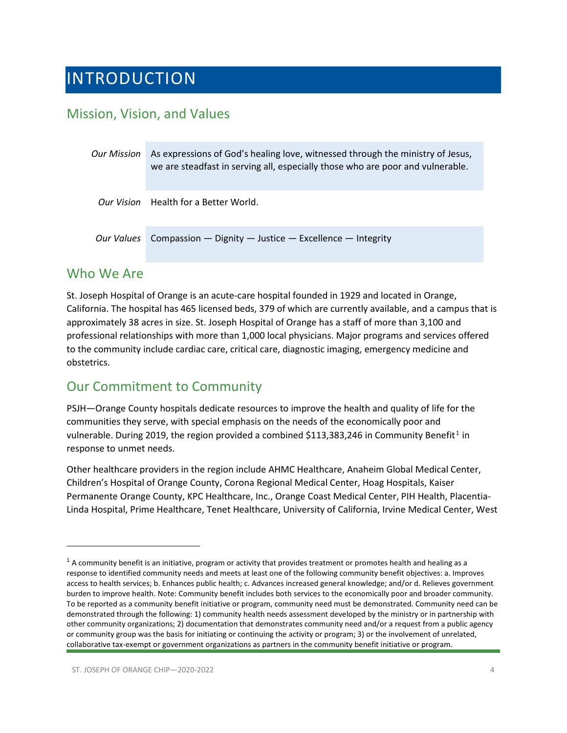# INTRODUCTION

## Mission, Vision, and Values

| | |
|---|---|
| *Our Mission* | As expressions of God's healing love, witnessed through the ministry of Jesus, we are steadfast in serving all, especially those who are poor and vulnerable. |
| *Our Vision* | Health for a Better World. |
| *Our Values* | Compassion — Dignity — Justice — Excellence — Integrity |

## Who We Are

St. Joseph Hospital of Orange is an acute-care hospital founded in 1929 and located in Orange, California. The hospital has 465 licensed beds, 379 of which are currently available, and a campus that is approximately 38 acres in size. St. Joseph Hospital of Orange has a staff of more than 3,100 and professional relationships with more than 1,000 local physicians. Major programs and services offered to the community include cardiac care, critical care, diagnostic imaging, emergency medicine and obstetrics.

## Our Commitment to Community

PSJH—Orange County hospitals dedicate resources to improve the health and quality of life for the communities they serve, with special emphasis on the needs of the economically poor and vulnerable. During 2019, the region provided a combined $113,383,246 in Community Benefit[1] in response to unmet needs.

Other healthcare providers in the region include AHMC Healthcare, Anaheim Global Medical Center, Children's Hospital of Orange County, Corona Regional Medical Center, Hoag Hospitals, Kaiser Permanente Orange County, KPC Healthcare, Inc., Orange Coast Medical Center, PIH Health, Placentia-Linda Hospital, Prime Healthcare, Tenet Healthcare, University of California, Irvine Medical Center, West

---

[1] A community benefit is an initiative, program or activity that provides treatment or promotes health and healing as a response to identified community needs and meets at least one of the following community benefit objectives: a. Improves access to health services; b. Enhances public health; c. Advances increased general knowledge; and/or d. Relieves government burden to improve health. Note: Community benefit includes both services to the economically poor and broader community. To be reported as a community benefit initiative or program, community need must be demonstrated. Community need can be demonstrated through the following: 1) community health needs assessment developed by the ministry or in partnership with other community organizations; 2) documentation that demonstrates community need and/or a request from a public agency or community group was the basis for initiating or continuing the activity or program; 3) or the involvement of unrelated, collaborative tax-exempt or government organizations as partners in the community benefit initiative or program.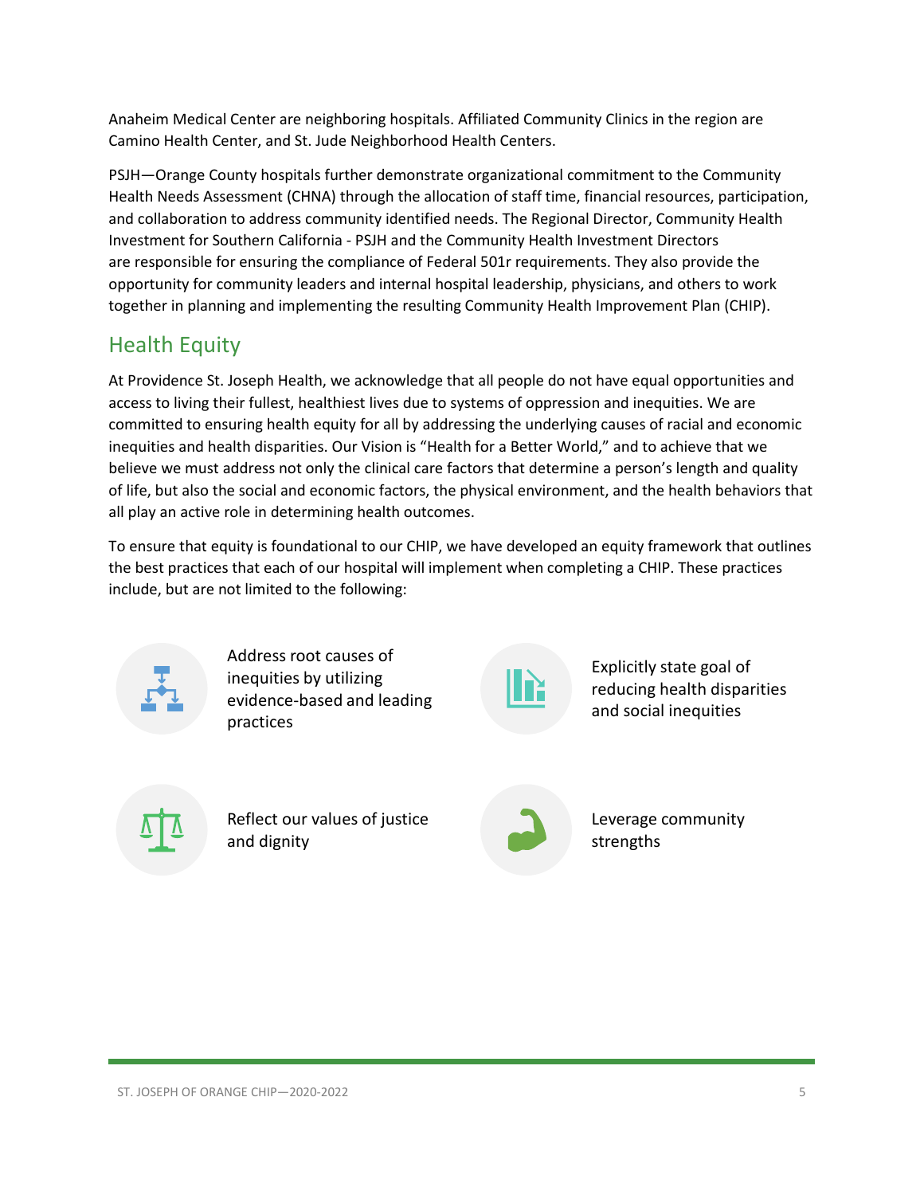Anaheim Medical Center are neighboring hospitals. Affiliated Community Clinics in the region are Camino Health Center, and St. Jude Neighborhood Health Centers.

PSJH—Orange County hospitals further demonstrate organizational commitment to the Community Health Needs Assessment (CHNA) through the allocation of staff time, financial resources, participation, and collaboration to address community identified needs. The Regional Director, Community Health Investment for Southern California - PSJH and the Community Health Investment Directors are responsible for ensuring the compliance of Federal 501r requirements. They also provide the opportunity for community leaders and internal hospital leadership, physicians, and others to work together in planning and implementing the resulting Community Health Improvement Plan (CHIP).

## Health Equity

At Providence St. Joseph Health, we acknowledge that all people do not have equal opportunities and access to living their fullest, healthiest lives due to systems of oppression and inequities. We are committed to ensuring health equity for all by addressing the underlying causes of racial and economic inequities and health disparities. Our Vision is "Health for a Better World," and to achieve that we believe we must address not only the clinical care factors that determine a person's length and quality of life, but also the social and economic factors, the physical environment, and the health behaviors that all play an active role in determining health outcomes.

To ensure that equity is foundational to our CHIP, we have developed an equity framework that outlines the best practices that each of our hospital will implement when completing a CHIP. These practices include, but are not limited to the following:

- Address root causes of inequities by utilizing evidence-based and leading practices
- Explicitly state goal of reducing health disparities and social inequities
- Reflect our values of justice and dignity
- Leverage community strengths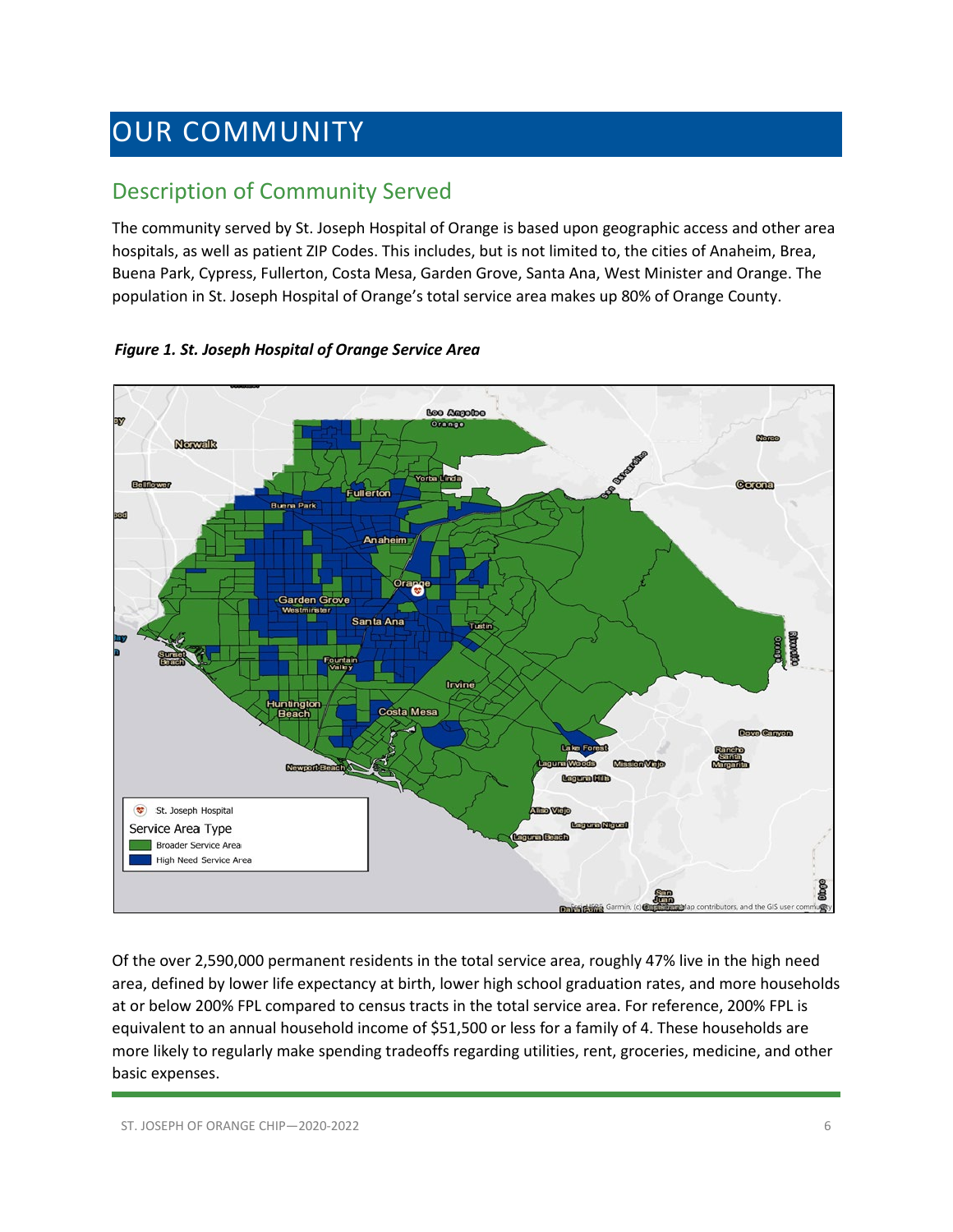# OUR COMMUNITY

## Description of Community Served

The community served by St. Joseph Hospital of Orange is based upon geographic access and other area hospitals, as well as patient ZIP Codes. This includes, but is not limited to, the cities of Anaheim, Brea, Buena Park, Cypress, Fullerton, Costa Mesa, Garden Grove, Santa Ana, West Minister and Orange. The population in St. Joseph Hospital of Orange's total service area makes up 80% of Orange County.

***Figure 1. St. Joseph Hospital of Orange Service Area***

Of the over 2,590,000 permanent residents in the total service area, roughly 47% live in the high need area, defined by lower life expectancy at birth, lower high school graduation rates, and more households at or below 200% FPL compared to census tracts in the total service area. For reference, 200% FPL is equivalent to an annual household income of $51,500 or less for a family of 4. These households are more likely to regularly make spending tradeoffs regarding utilities, rent, groceries, medicine, and other basic expenses.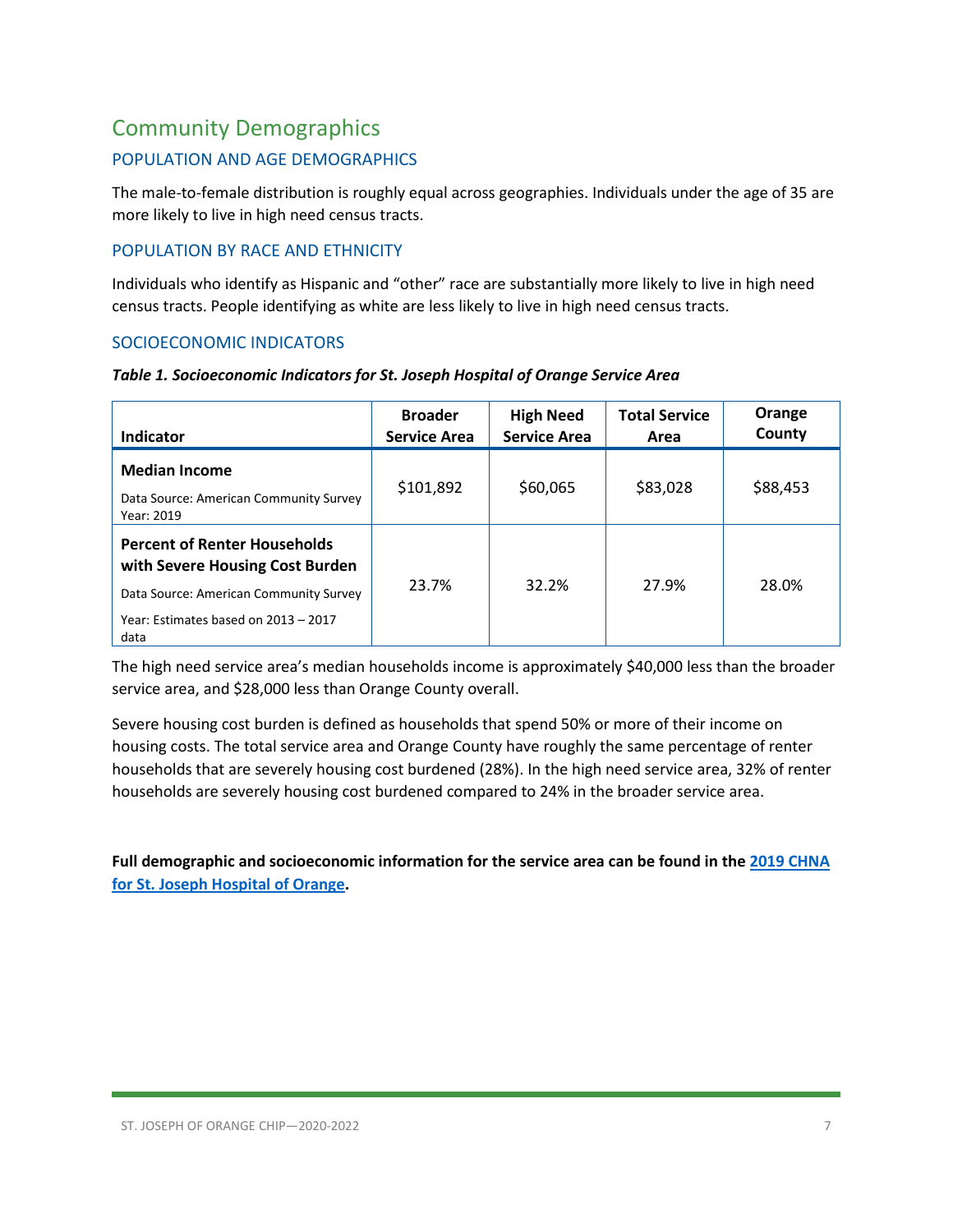## Community Demographics

### POPULATION AND AGE DEMOGRAPHICS

The male-to-female distribution is roughly equal across geographies. Individuals under the age of 35 are more likely to live in high need census tracts.

### POPULATION BY RACE AND ETHNICITY

Individuals who identify as Hispanic and "other" race are substantially more likely to live in high need census tracts. People identifying as white are less likely to live in high need census tracts.

### SOCIOECONOMIC INDICATORS

***Table 1. Socioeconomic Indicators for St. Joseph Hospital of Orange Service Area***

| Indicator | Broader Service Area | High Need Service Area | Total Service Area | Orange County |
|---|---|---|---|---|
| **Median Income**<br>Data Source: American Community Survey Year: 2019 | $101,892 | $60,065 | $83,028 | $88,453 |
| **Percent of Renter Households with Severe Housing Cost Burden**<br>Data Source: American Community Survey<br>Year: Estimates based on 2013 – 2017 data | 23.7% | 32.2% | 27.9% | 28.0% |

The high need service area's median households income is approximately $40,000 less than the broader service area, and $28,000 less than Orange County overall.

Severe housing cost burden is defined as households that spend 50% or more of their income on housing costs. The total service area and Orange County have roughly the same percentage of renter households that are severely housing cost burdened (28%). In the high need service area, 32% of renter households are severely housing cost burdened compared to 24% in the broader service area.

**Full demographic and socioeconomic information for the service area can be found in the [2019 CHNA for St. Joseph Hospital of Orange](2019 CHNA for St. Joseph Hospital of Orange).**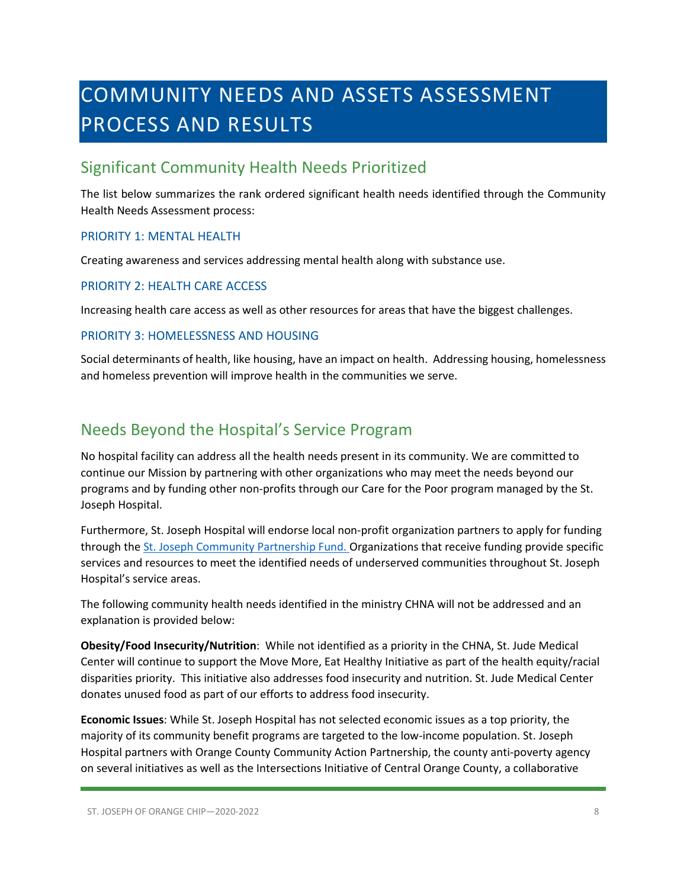# COMMUNITY NEEDS AND ASSETS ASSESSMENT PROCESS AND RESULTS

## Significant Community Health Needs Prioritized

The list below summarizes the rank ordered significant health needs identified through the Community Health Needs Assessment process:

### PRIORITY 1: MENTAL HEALTH

Creating awareness and services addressing mental health along with substance use.

### PRIORITY 2: HEALTH CARE ACCESS

Increasing health care access as well as other resources for areas that have the biggest challenges.

### PRIORITY 3: HOMELESSNESS AND HOUSING

Social determinants of health, like housing, have an impact on health. Addressing housing, homelessness and homeless prevention will improve health in the communities we serve.

## Needs Beyond the Hospital's Service Program

No hospital facility can address all the health needs present in its community. We are committed to continue our Mission by partnering with other organizations who may meet the needs beyond our programs and by funding other non-profits through our Care for the Poor program managed by the St. Joseph Hospital.

Furthermore, St. Joseph Hospital will endorse local non-profit organization partners to apply for funding through the St. Joseph Community Partnership Fund. Organizations that receive funding provide specific services and resources to meet the identified needs of underserved communities throughout St. Joseph Hospital's service areas.

The following community health needs identified in the ministry CHNA will not be addressed and an explanation is provided below:

**Obesity/Food Insecurity/Nutrition**: While not identified as a priority in the CHNA, St. Jude Medical Center will continue to support the Move More, Eat Healthy Initiative as part of the health equity/racial disparities priority. This initiative also addresses food insecurity and nutrition. St. Jude Medical Center donates unused food as part of our efforts to address food insecurity.

**Economic Issues**: While St. Joseph Hospital has not selected economic issues as a top priority, the majority of its community benefit programs are targeted to the low-income population. St. Joseph Hospital partners with Orange County Community Action Partnership, the county anti-poverty agency on several initiatives as well as the Intersections Initiative of Central Orange County, a collaborative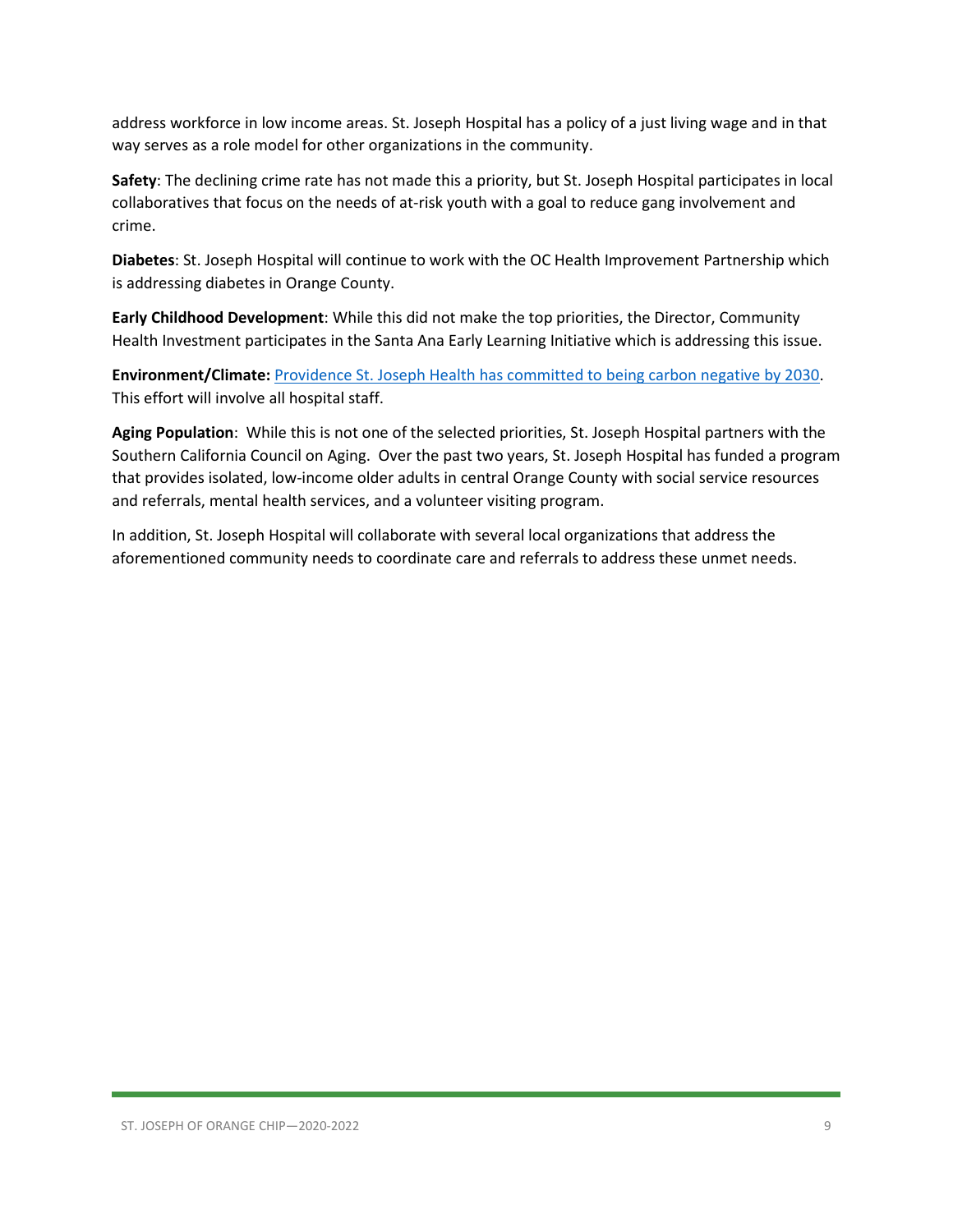address workforce in low income areas. St. Joseph Hospital has a policy of a just living wage and in that way serves as a role model for other organizations in the community.

**Safety**: The declining crime rate has not made this a priority, but St. Joseph Hospital participates in local collaboratives that focus on the needs of at-risk youth with a goal to reduce gang involvement and crime.

**Diabetes**: St. Joseph Hospital will continue to work with the OC Health Improvement Partnership which is addressing diabetes in Orange County.

**Early Childhood Development**: While this did not make the top priorities, the Director, Community Health Investment participates in the Santa Ana Early Learning Initiative which is addressing this issue.

**Environment/Climate:** Providence St. Joseph Health has committed to being carbon negative by 2030. This effort will involve all hospital staff.

**Aging Population**: While this is not one of the selected priorities, St. Joseph Hospital partners with the Southern California Council on Aging. Over the past two years, St. Joseph Hospital has funded a program that provides isolated, low-income older adults in central Orange County with social service resources and referrals, mental health services, and a volunteer visiting program.

In addition, St. Joseph Hospital will collaborate with several local organizations that address the aforementioned community needs to coordinate care and referrals to address these unmet needs.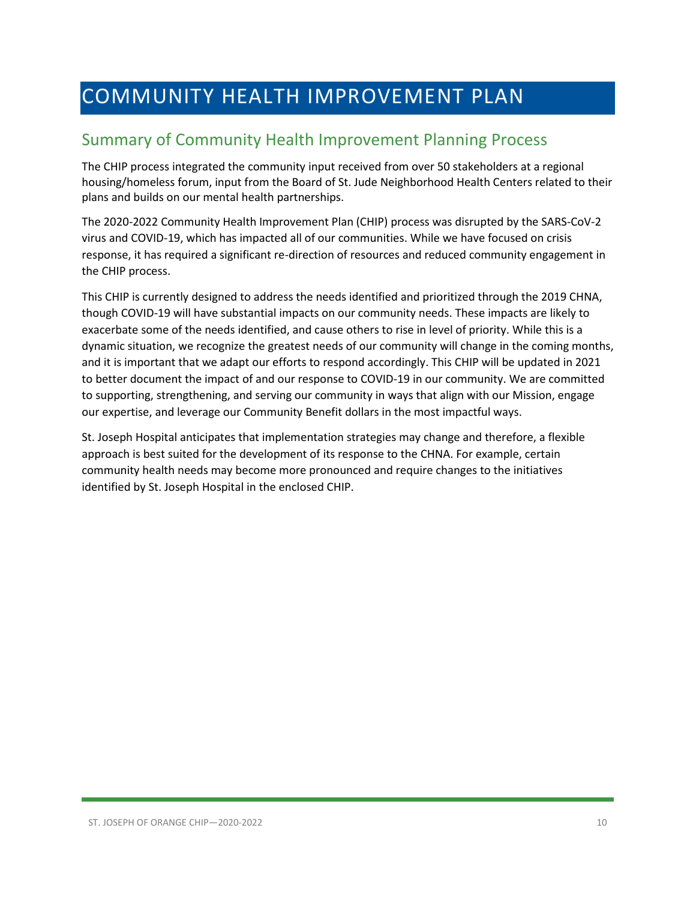# COMMUNITY HEALTH IMPROVEMENT PLAN

## Summary of Community Health Improvement Planning Process

The CHIP process integrated the community input received from over 50 stakeholders at a regional housing/homeless forum, input from the Board of St. Jude Neighborhood Health Centers related to their plans and builds on our mental health partnerships.

The 2020-2022 Community Health Improvement Plan (CHIP) process was disrupted by the SARS-CoV-2 virus and COVID-19, which has impacted all of our communities. While we have focused on crisis response, it has required a significant re-direction of resources and reduced community engagement in the CHIP process.

This CHIP is currently designed to address the needs identified and prioritized through the 2019 CHNA, though COVID-19 will have substantial impacts on our community needs. These impacts are likely to exacerbate some of the needs identified, and cause others to rise in level of priority. While this is a dynamic situation, we recognize the greatest needs of our community will change in the coming months, and it is important that we adapt our efforts to respond accordingly. This CHIP will be updated in 2021 to better document the impact of and our response to COVID-19 in our community. We are committed to supporting, strengthening, and serving our community in ways that align with our Mission, engage our expertise, and leverage our Community Benefit dollars in the most impactful ways.

St. Joseph Hospital anticipates that implementation strategies may change and therefore, a flexible approach is best suited for the development of its response to the CHNA. For example, certain community health needs may become more pronounced and require changes to the initiatives identified by St. Joseph Hospital in the enclosed CHIP.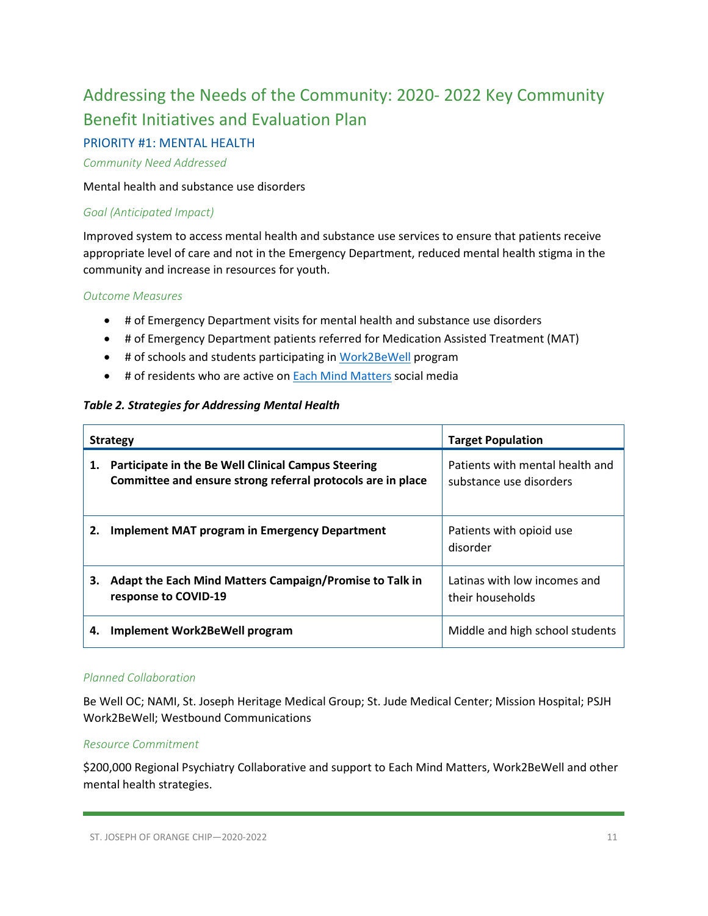## Addressing the Needs of the Community: 2020- 2022 Key Community Benefit Initiatives and Evaluation Plan

### PRIORITY #1: MENTAL HEALTH

*Community Need Addressed*

Mental health and substance use disorders

*Goal (Anticipated Impact)*

Improved system to access mental health and substance use services to ensure that patients receive appropriate level of care and not in the Emergency Department, reduced mental health stigma in the community and increase in resources for youth.

*Outcome Measures*

- # of Emergency Department visits for mental health and substance use disorders
- # of Emergency Department patients referred for Medication Assisted Treatment (MAT)
- # of schools and students participating in Work2BeWell program
- # of residents who are active on Each Mind Matters social media

***Table 2. Strategies for Addressing Mental Health***

| Strategy | Target Population |
|---|---|
| **1. Participate in the Be Well Clinical Campus Steering Committee and ensure strong referral protocols are in place** | Patients with mental health and substance use disorders |
| **2. Implement MAT program in Emergency Department** | Patients with opioid use disorder |
| **3. Adapt the Each Mind Matters Campaign/Promise to Talk in response to COVID-19** | Latinas with low incomes and their households |
| **4. Implement Work2BeWell program** | Middle and high school students |

*Planned Collaboration*

Be Well OC; NAMI, St. Joseph Heritage Medical Group; St. Jude Medical Center; Mission Hospital; PSJH Work2BeWell; Westbound Communications

*Resource Commitment*

$200,000 Regional Psychiatry Collaborative and support to Each Mind Matters, Work2BeWell and other mental health strategies.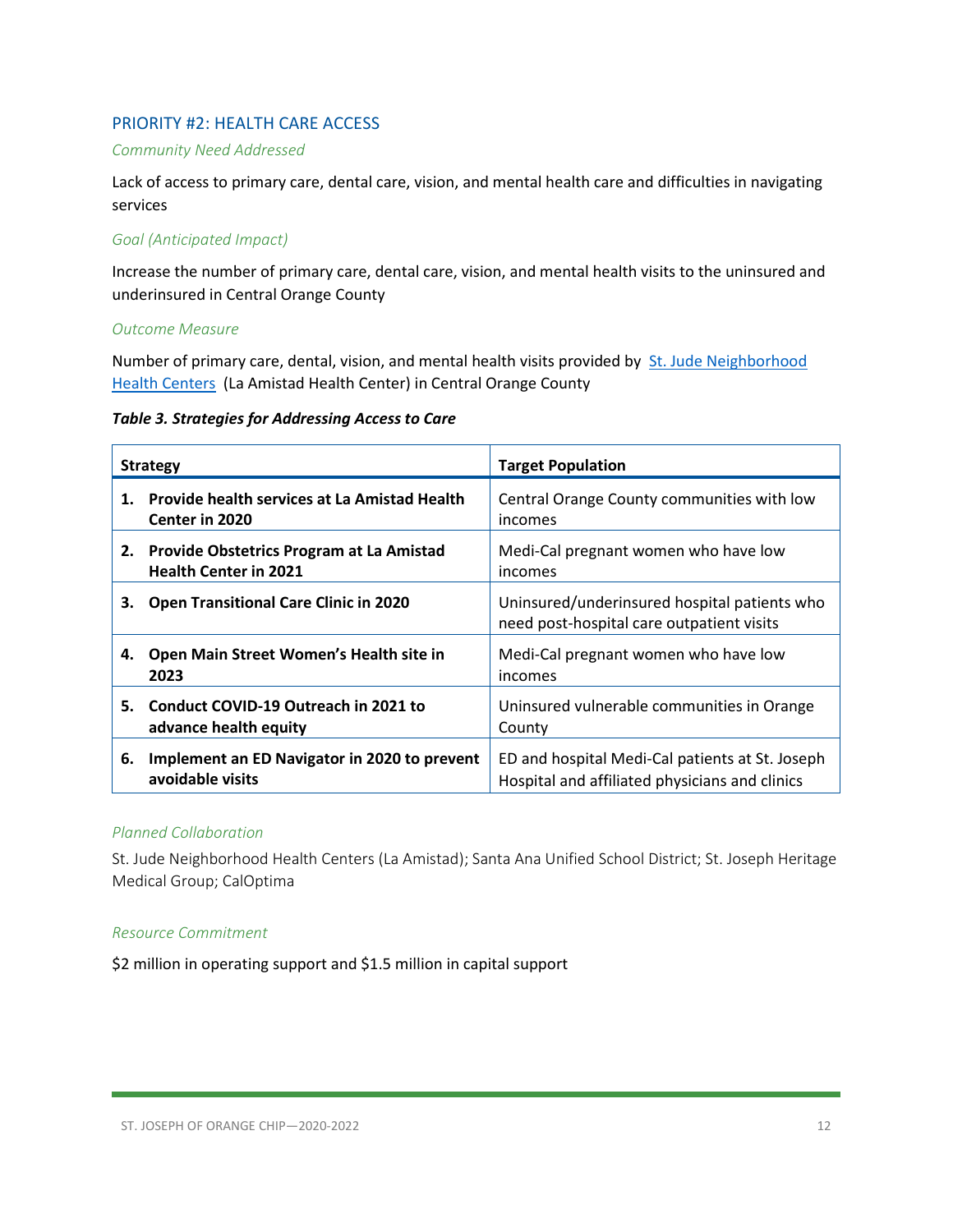## PRIORITY #2: HEALTH CARE ACCESS

*Community Need Addressed*

Lack of access to primary care, dental care, vision, and mental health care and difficulties in navigating services

*Goal (Anticipated Impact)*

Increase the number of primary care, dental care, vision, and mental health visits to the uninsured and underinsured in Central Orange County

*Outcome Measure*

Number of primary care, dental, vision, and mental health visits provided by [St. Jude Neighborhood Health Centers] (La Amistad Health Center) in Central Orange County

***Table 3. Strategies for Addressing Access to Care***

| Strategy | Target Population |
|---|---|
| **1. Provide health services at La Amistad Health Center in 2020** | Central Orange County communities with low incomes |
| **2. Provide Obstetrics Program at La Amistad Health Center in 2021** | Medi-Cal pregnant women who have low incomes |
| **3. Open Transitional Care Clinic in 2020** | Uninsured/underinsured hospital patients who need post-hospital care outpatient visits |
| **4. Open Main Street Women's Health site in 2023** | Medi-Cal pregnant women who have low incomes |
| **5. Conduct COVID-19 Outreach in 2021 to advance health equity** | Uninsured vulnerable communities in Orange County |
| **6. Implement an ED Navigator in 2020 to prevent avoidable visits** | ED and hospital Medi-Cal patients at St. Joseph Hospital and affiliated physicians and clinics |

*Planned Collaboration*

St. Jude Neighborhood Health Centers (La Amistad); Santa Ana Unified School District; St. Joseph Heritage Medical Group; CalOptima

*Resource Commitment*

$2 million in operating support and $1.5 million in capital support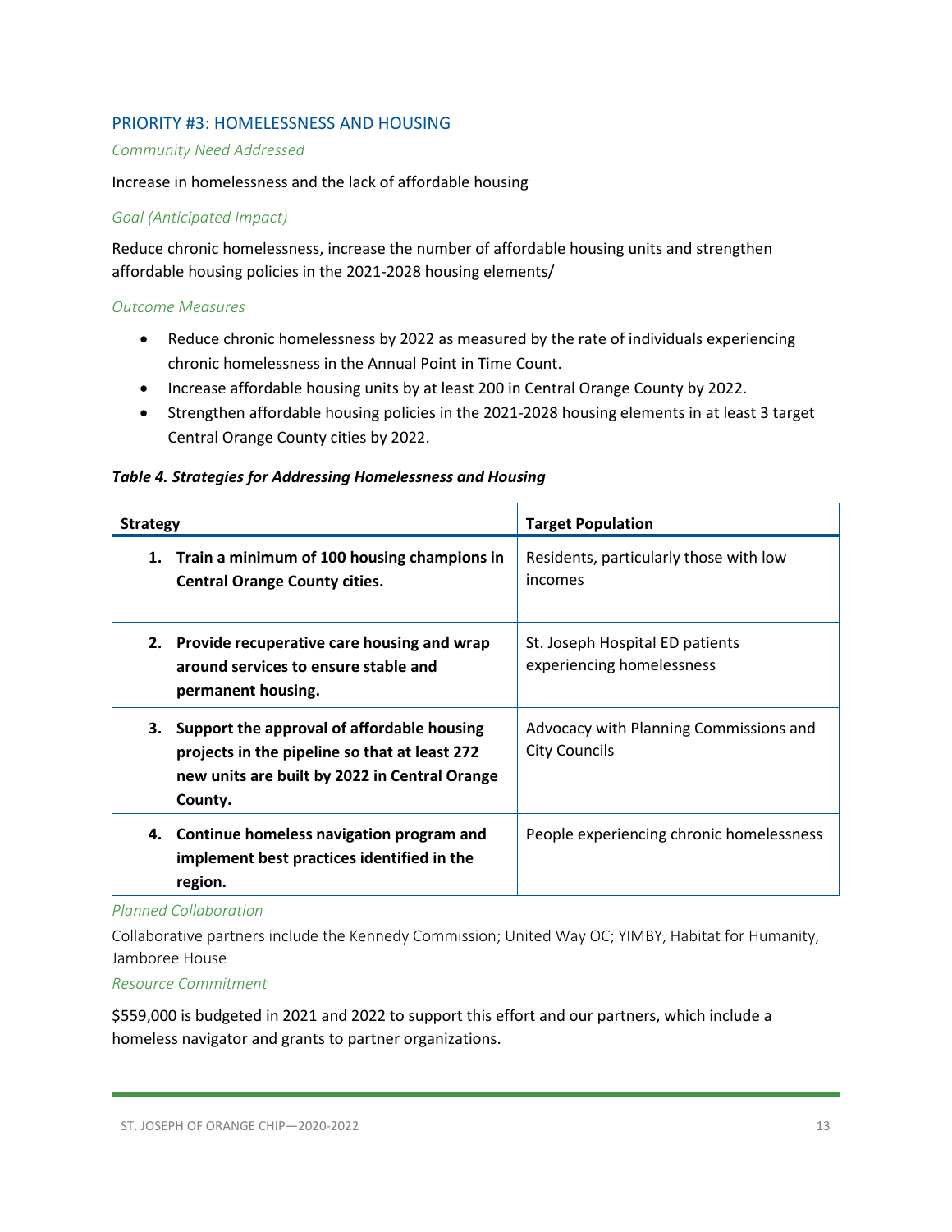## PRIORITY #3: HOMELESSNESS AND HOUSING

*Community Need Addressed*

Increase in homelessness and the lack of affordable housing

*Goal (Anticipated Impact)*

Reduce chronic homelessness, increase the number of affordable housing units and strengthen affordable housing policies in the 2021-2028 housing elements/

*Outcome Measures*

- Reduce chronic homelessness by 2022 as measured by the rate of individuals experiencing chronic homelessness in the Annual Point in Time Count.
- Increase affordable housing units by at least 200 in Central Orange County by 2022.
- Strengthen affordable housing policies in the 2021-2028 housing elements in at least 3 target Central Orange County cities by 2022.

***Table 4. Strategies for Addressing Homelessness and Housing***

| Strategy | Target Population |
|---|---|
| **1. Train a minimum of 100 housing champions in Central Orange County cities.** | Residents, particularly those with low incomes |
| **2. Provide recuperative care housing and wrap around services to ensure stable and permanent housing.** | St. Joseph Hospital ED patients experiencing homelessness |
| **3. Support the approval of affordable housing projects in the pipeline so that at least 272 new units are built by 2022 in Central Orange County.** | Advocacy with Planning Commissions and City Councils |
| **4. Continue homeless navigation program and implement best practices identified in the region.** | People experiencing chronic homelessness |

*Planned Collaboration*

Collaborative partners include the Kennedy Commission; United Way OC; YIMBY, Habitat for Humanity, Jamboree House

*Resource Commitment*

$559,000 is budgeted in 2021 and 2022 to support this effort and our partners, which include a homeless navigator and grants to partner organizations.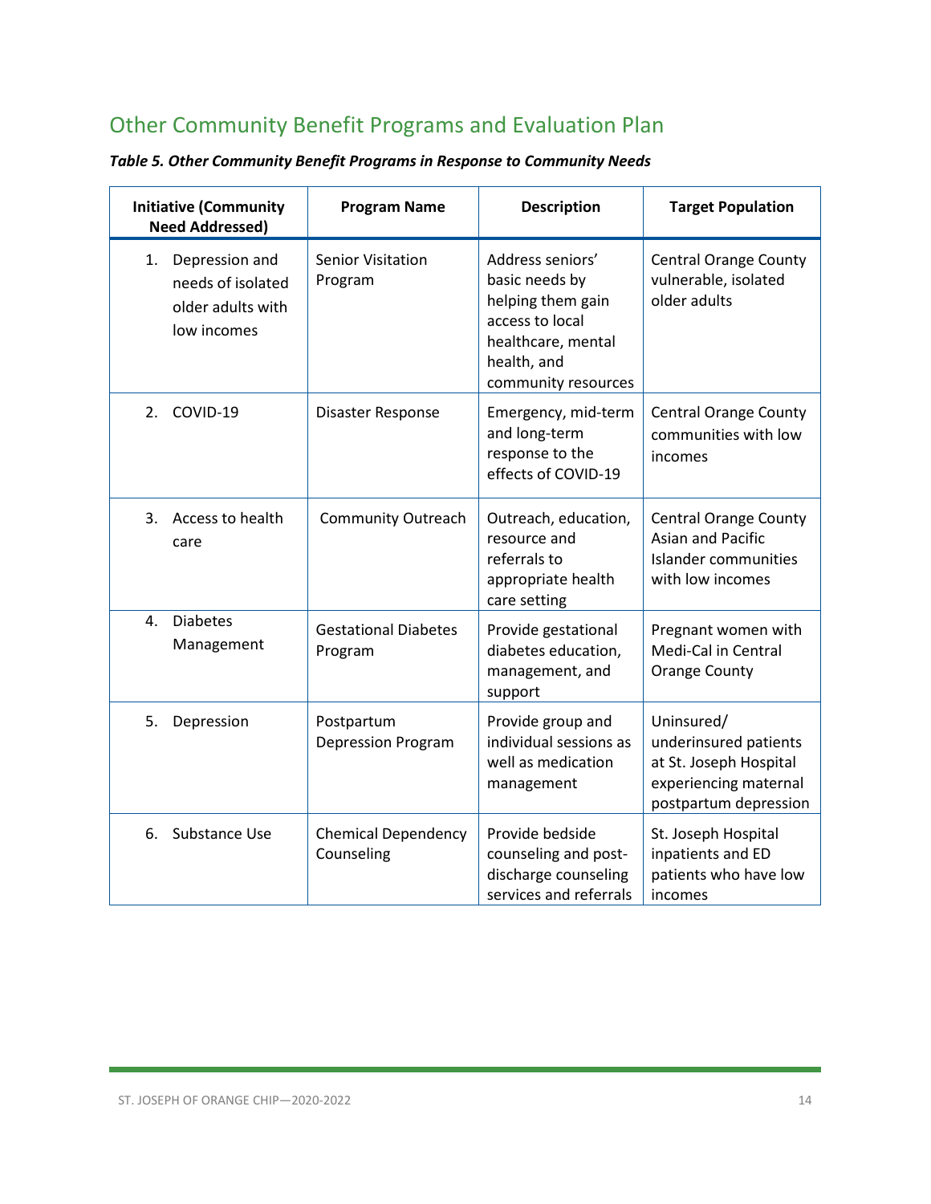## Other Community Benefit Programs and Evaluation Plan

***Table 5. Other Community Benefit Programs in Response to Community Needs***

| Initiative (Community Need Addressed) | Program Name | Description | Target Population |
|---|---|---|---|
| 1. Depression and needs of isolated older adults with low incomes | Senior Visitation Program | Address seniors' basic needs by helping them gain access to local healthcare, mental health, and community resources | Central Orange County vulnerable, isolated older adults |
| 2. COVID-19 | Disaster Response | Emergency, mid-term and long-term response to the effects of COVID-19 | Central Orange County communities with low incomes |
| 3. Access to health care | Community Outreach | Outreach, education, resource and referrals to appropriate health care setting | Central Orange County Asian and Pacific Islander communities with low incomes |
| 4. Diabetes Management | Gestational Diabetes Program | Provide gestational diabetes education, management, and support | Pregnant women with Medi-Cal in Central Orange County |
| 5. Depression | Postpartum Depression Program | Provide group and individual sessions as well as medication management | Uninsured/ underinsured patients at St. Joseph Hospital experiencing maternal postpartum depression |
| 6. Substance Use | Chemical Dependency Counseling | Provide bedside counseling and post-discharge counseling services and referrals | St. Joseph Hospital inpatients and ED patients who have low incomes |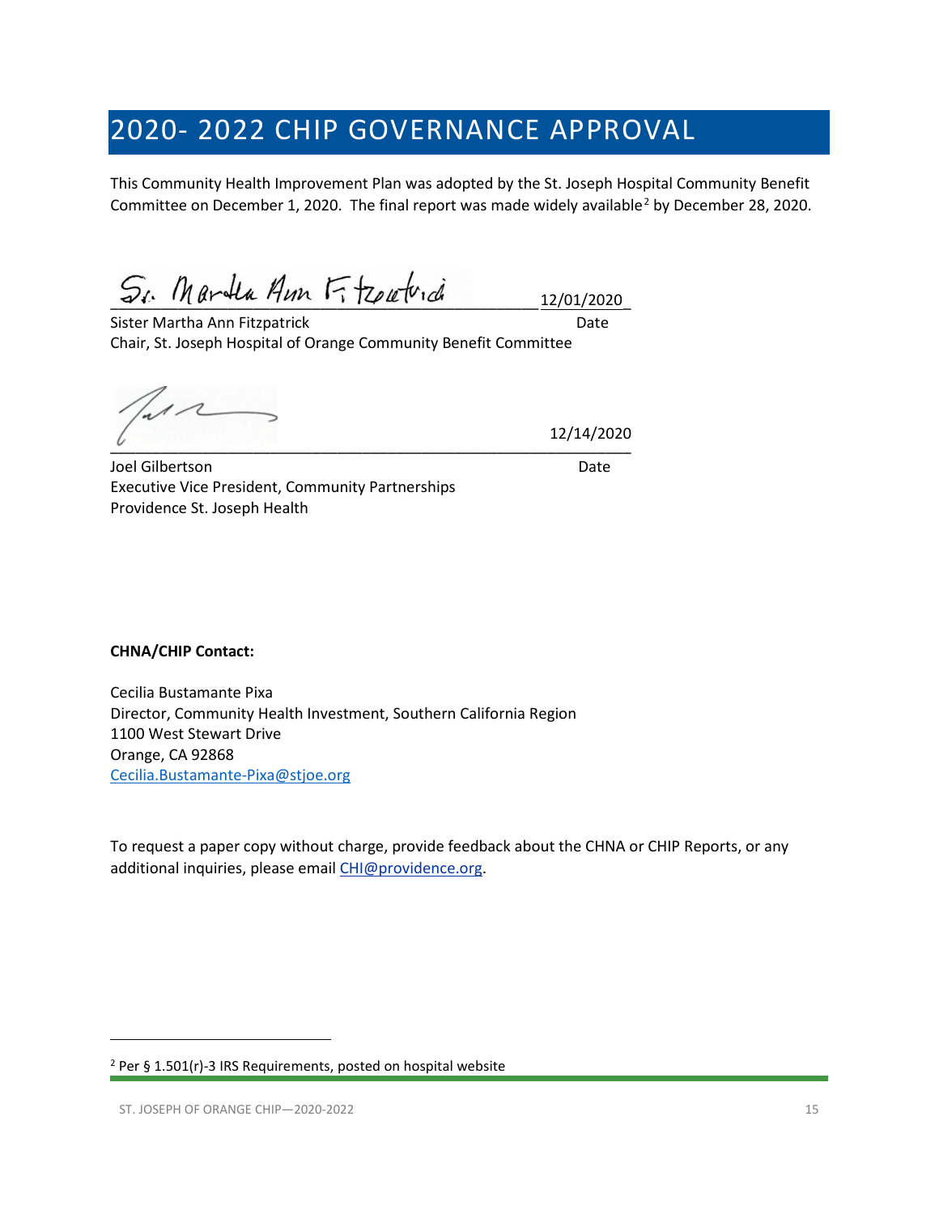# 2020- 2022 CHIP GOVERNANCE APPROVAL

This Community Health Improvement Plan was adopted by the St. Joseph Hospital Community Benefit Committee on December 1, 2020. The final report was made widely available[2] by December 28, 2020.

Sr. Martha Ann Fitzpatrick _______________________ 12/01/2020

Sister Martha Ann Fitzpatrick Date
Chair, St. Joseph Hospital of Orange Community Benefit Committee

_______________________________________________ 12/14/2020

Joel Gilbertson Date
Executive Vice President, Community Partnerships
Providence St. Joseph Health

**CHNA/CHIP Contact:**

Cecilia Bustamante Pixa
Director, Community Health Investment, Southern California Region
1100 West Stewart Drive
Orange, CA 92868
Cecilia.Bustamante-Pixa@stjoe.org

To request a paper copy without charge, provide feedback about the CHNA or CHIP Reports, or any additional inquiries, please email CHI@providence.org.

[2] Per § 1.501(r)-3 IRS Requirements, posted on hospital website